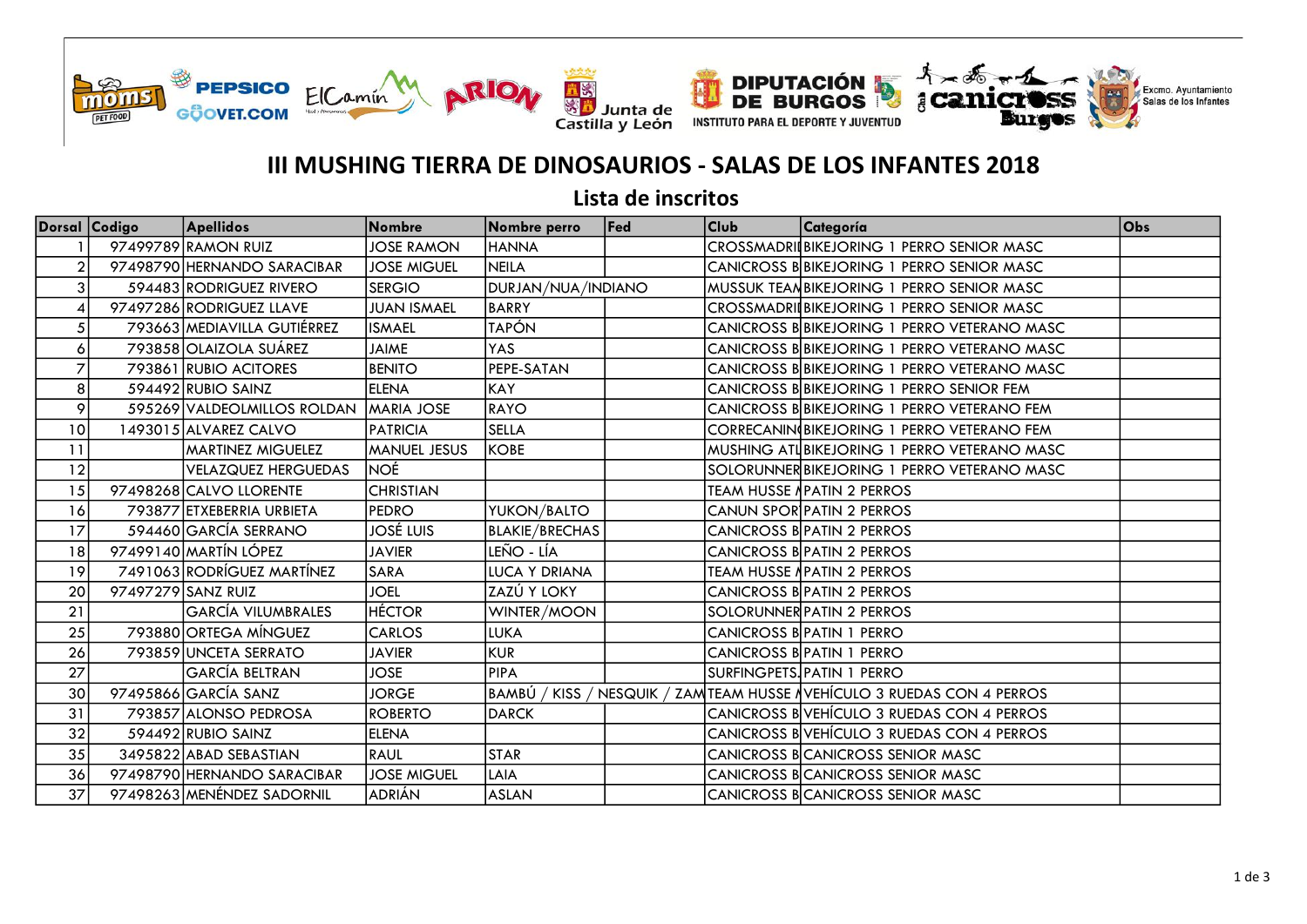# III MUSHING TIERRA DE DINOSAURIOS - SALAS DE LOS INFANTES 2018

## Lista de inscritos

| Dorsal | Codigo | Apellidos | Nombre | Nombre perro | Fed | Club | Categoría | Obs |
|---|---|---|---|---|---|---|---|---|
| 1 | 97499789 | RAMON RUIZ | JOSE RAMON | HANNA | | CROSSMADRI | BIKEJORING 1 PERRO SENIOR MASC | |
| 2 | 97498790 | HERNANDO SARACIBAR | JOSE MIGUEL | NEILA | | CANICROSS B | BIKEJORING 1 PERRO SENIOR MASC | |
| 3 | 594483 | RODRIGUEZ RIVERO | SERGIO | DURJAN/NUA/INDIANO | | MUSSUK TEAM | BIKEJORING 1 PERRO SENIOR MASC | |
| 4 | 97497286 | RODRIGUEZ LLAVE | JUAN ISMAEL | BARRY | | CROSSMADRI | BIKEJORING 1 PERRO SENIOR MASC | |
| 5 | 793663 | MEDIAVILLA GUTIÉRREZ | ISMAEL | TAPÓN | | CANICROSS B | BIKEJORING 1 PERRO VETERANO MASC | |
| 6 | 793858 | OLAIZOLA SUÁREZ | JAIME | YAS | | CANICROSS B | BIKEJORING 1 PERRO VETERANO MASC | |
| 7 | 793861 | RUBIO ACITORES | BENITO | PEPE-SATAN | | CANICROSS B | BIKEJORING 1 PERRO VETERANO MASC | |
| 8 | 594492 | RUBIO SAINZ | ELENA | KAY | | CANICROSS B | BIKEJORING 1 PERRO SENIOR FEM | |
| 9 | 595269 | VALDEOLMILLOS ROLDAN | MARIA JOSE | RAYO | | CANICROSS B | BIKEJORING 1 PERRO VETERANO FEM | |
| 10 | 1493015 | ALVAREZ CALVO | PATRICIA | SELLA | | CORRECANIN | BIKEJORING 1 PERRO VETERANO FEM | |
| 11 | | MARTINEZ MIGUELEZ | MANUEL JESUS | KOBE | | MUSHING ATL | BIKEJORING 1 PERRO VETERANO MASC | |
| 12 | | VELAZQUEZ HERGUEDAS | NOÉ | | | SOLORUNNER | BIKEJORING 1 PERRO VETERANO MASC | |
| 15 | 97498268 | CALVO LLORENTE | CHRISTIAN | | | TEAM HUSSE | PATIN 2 PERROS | |
| 16 | 793877 | ETXEBERRIA URBIETA | PEDRO | YUKON/BALTO | | CANUN SPOR | PATIN 2 PERROS | |
| 17 | 594460 | GARCÍA SERRANO | JOSÉ LUIS | BLAKIE/BRECHAS | | CANICROSS B | PATIN 2 PERROS | |
| 18 | 97499140 | MARTÍN LÓPEZ | JAVIER | LEÑO - LÍA | | CANICROSS B | PATIN 2 PERROS | |
| 19 | 7491063 | RODRÍGUEZ MARTÍNEZ | SARA | LUCA Y DRIANA | | TEAM HUSSE | PATIN 2 PERROS | |
| 20 | 97497279 | SANZ RUIZ | JOEL | ZAZÚ Y LOKY | | CANICROSS B | PATIN 2 PERROS | |
| 21 | | GARCÍA VILUMBRALES | HÉCTOR | WINTER/MOON | | SOLORUNNER | PATIN 2 PERROS | |
| 25 | 793880 | ORTEGA MÍNGUEZ | CARLOS | LUKA | | CANICROSS B | PATIN 1 PERRO | |
| 26 | 793859 | UNCETA SERRATO | JAVIER | KUR | | CANICROSS B | PATIN 1 PERRO | |
| 27 | | GARCÍA BELTRAN | JOSE | PIPA | | SURFINGPETS. | PATIN 1 PERRO | |
| 30 | 97495866 | GARCÍA SANZ | JORGE | BAMBÚ / KISS / NESQUIK / ZAM | | TEAM HUSSE | VEHÍCULO 3 RUEDAS CON 4 PERROS | |
| 31 | 793857 | ALONSO PEDROSA | ROBERTO | DARCK | | CANICROSS B | VEHÍCULO 3 RUEDAS CON 4 PERROS | |
| 32 | 594492 | RUBIO SAINZ | ELENA | | | CANICROSS B | VEHÍCULO 3 RUEDAS CON 4 PERROS | |
| 35 | 3495822 | ABAD SEBASTIAN | RAUL | STAR | | CANICROSS B | CANICROSS SENIOR MASC | |
| 36 | 97498790 | HERNANDO SARACIBAR | JOSE MIGUEL | LAIA | | CANICROSS B | CANICROSS SENIOR MASC | |
| 37 | 97498263 | MENÉNDEZ SADORNIL | ADRIÁN | ASLAN | | CANICROSS B | CANICROSS SENIOR MASC | |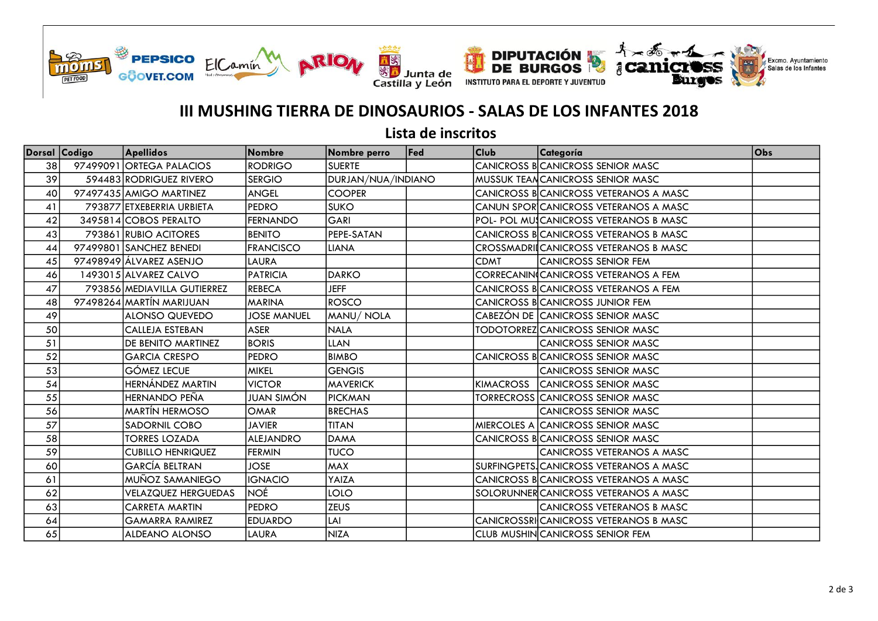# III MUSHING TIERRA DE DINOSAURIOS - SALAS DE LOS INFANTES 2018

## Lista de inscritos

| Dorsal | Codigo | Apellidos | Nombre | Nombre perro | Fed | Club | Categoría | Obs |
|---|---|---|---|---|---|---|---|---|
| 38 | 97499091 | ORTEGA PALACIOS | RODRIGO | SUERTE | | CANICROSS B | CANICROSS SENIOR MASC | |
| 39 | 594483 | RODRIGUEZ RIVERO | SERGIO | DURJAN/NUA/INDIANO | | MUSSUK TEAM | CANICROSS SENIOR MASC | |
| 40 | 97497435 | AMIGO MARTINEZ | ANGEL | COOPER | | CANICROSS B | CANICROSS VETERANOS A MASC | |
| 41 | 793877 | ETXEBERRIA URBIETA | PEDRO | SUKO | | CANUN SPOR | CANICROSS VETERANOS A MASC | |
| 42 | 3495814 | COBOS PERALTO | FERNANDO | GARI | | POL- POL MUS | CANICROSS VETERANOS B MASC | |
| 43 | 793861 | RUBIO ACITORES | BENITO | PEPE-SATAN | | CANICROSS B | CANICROSS VETERANOS B MASC | |
| 44 | 97499801 | SANCHEZ BENEDI | FRANCISCO | LIANA | | CROSSMADRI | CANICROSS VETERANOS B MASC | |
| 45 | 97498949 | ÁLVAREZ ASENJO | LAURA | | | CDMT | CANICROSS SENIOR FEM | |
| 46 | 1493015 | ALVAREZ CALVO | PATRICIA | DARKO | | CORRECANIN | CANICROSS VETERANOS A FEM | |
| 47 | 793856 | MEDIAVILLA GUTIERREZ | REBECA | JEFF | | CANICROSS B | CANICROSS VETERANOS A FEM | |
| 48 | 97498264 | MARTÍN MARIJUAN | MARINA | ROSCO | | CANICROSS B | CANICROSS JUNIOR FEM | |
| 49 | | ALONSO QUEVEDO | JOSE MANUEL | MANU/ NOLA | | CABEZÓN DE | CANICROSS SENIOR MASC | |
| 50 | | CALLEJA ESTEBAN | ASER | NALA | | TODOTORREZ | CANICROSS SENIOR MASC | |
| 51 | | DE BENITO MARTINEZ | BORIS | LLAN | | | CANICROSS SENIOR MASC | |
| 52 | | GARCIA CRESPO | PEDRO | BIMBO | | CANICROSS B | CANICROSS SENIOR MASC | |
| 53 | | GÓMEZ LECUE | MIKEL | GENGIS | | | CANICROSS SENIOR MASC | |
| 54 | | HERNÁNDEZ MARTIN | VICTOR | MAVERICK | | KIMACROSS | CANICROSS SENIOR MASC | |
| 55 | | HERNANDO PEÑA | JUAN SIMÓN | PICKMAN | | TORRECROSS | CANICROSS SENIOR MASC | |
| 56 | | MARTÍN HERMOSO | OMAR | BRECHAS | | | CANICROSS SENIOR MASC | |
| 57 | | SADORNIL COBO | JAVIER | TITAN | | MIERCOLES A | CANICROSS SENIOR MASC | |
| 58 | | TORRES LOZADA | ALEJANDRO | DAMA | | CANICROSS B | CANICROSS SENIOR MASC | |
| 59 | | CUBILLO HENRIQUEZ | FERMIN | TUCO | | | CANICROSS VETERANOS A MASC | |
| 60 | | GARCÍA BELTRAN | JOSE | MAX | | SURFINGPETS. | CANICROSS VETERANOS A MASC | |
| 61 | | MUÑOZ SAMANIEGO | IGNACIO | YAIZA | | CANICROSS B | CANICROSS VETERANOS A MASC | |
| 62 | | VELAZQUEZ HERGUEDAS | NOÉ | LOLO | | SOLORUNNER | CANICROSS VETERANOS A MASC | |
| 63 | | CARRETA MARTIN | PEDRO | ZEUS | | | CANICROSS VETERANOS B MASC | |
| 64 | | GAMARRA RAMIREZ | EDUARDO | LAI | | CANICROSSRI | CANICROSS VETERANOS B MASC | |
| 65 | | ALDEANO ALONSO | LAURA | NIZA | | CLUB MUSHIN | CANICROSS SENIOR FEM | |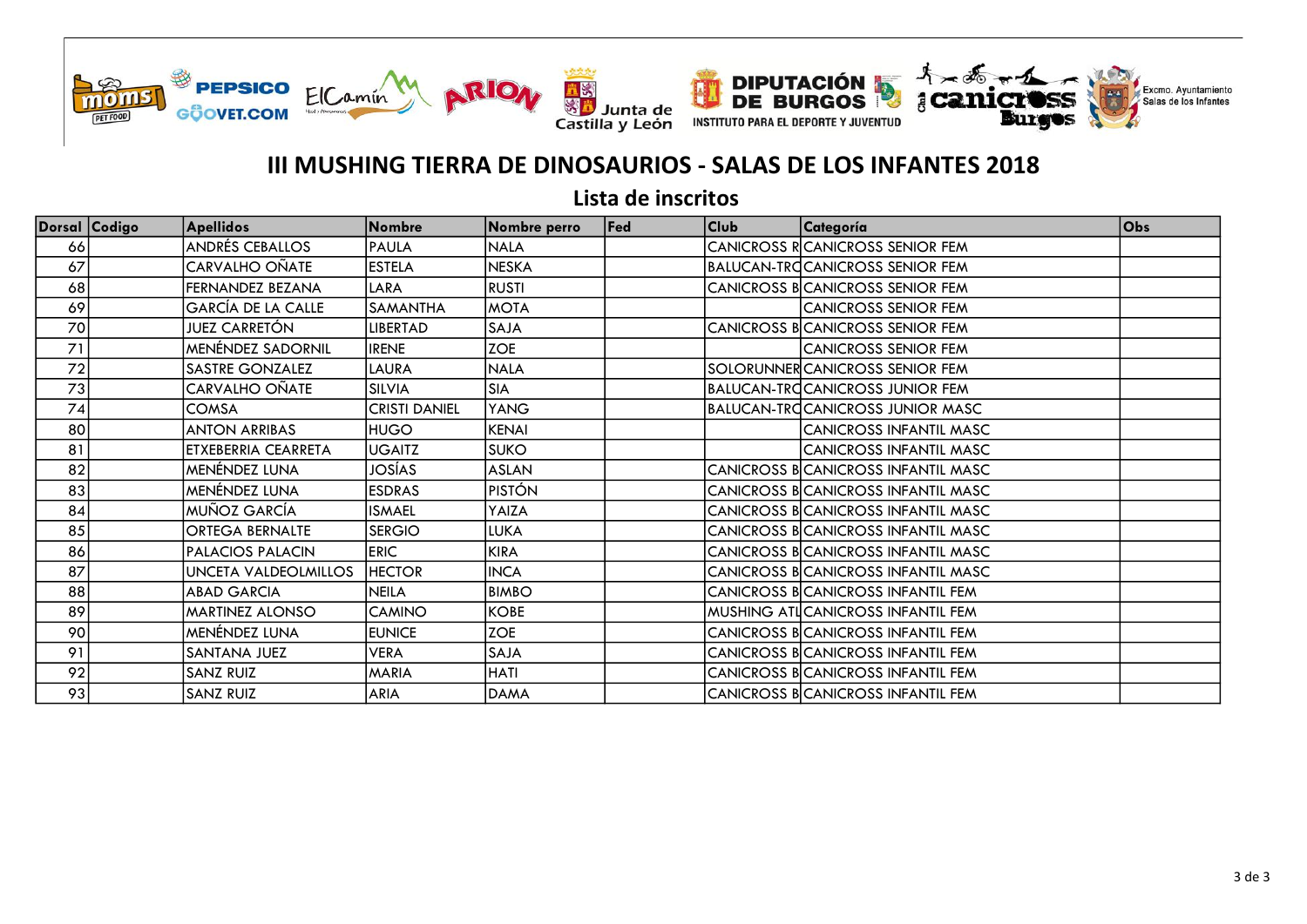# III MUSHING TIERRA DE DINOSAURIOS - SALAS DE LOS INFANTES 2018

## Lista de inscritos

| Dorsal | Codigo | Apellidos | Nombre | Nombre perro | Fed | Club | Categoría | Obs |
|---|---|---|---|---|---|---|---|---|
| 66 | | ANDRÉS CEBALLOS | PAULA | NALA | | CANICROSS R | CANICROSS SENIOR FEM | |
| 67 | | CARVALHO OÑATE | ESTELA | NESKA | | BALUCAN-TRO | CANICROSS SENIOR FEM | |
| 68 | | FERNANDEZ BEZANA | LARA | RUSTI | | CANICROSS B | CANICROSS SENIOR FEM | |
| 69 | | GARCÍA DE LA CALLE | SAMANTHA | MOTA | | | CANICROSS SENIOR FEM | |
| 70 | | JUEZ CARRETÓN | LIBERTAD | SAJA | | CANICROSS B | CANICROSS SENIOR FEM | |
| 71 | | MENÉNDEZ SADORNIL | IRENE | ZOE | | | CANICROSS SENIOR FEM | |
| 72 | | SASTRE GONZALEZ | LAURA | NALA | | SOLORUNNER | CANICROSS SENIOR FEM | |
| 73 | | CARVALHO OÑATE | SILVIA | SIA | | BALUCAN-TRO | CANICROSS JUNIOR FEM | |
| 74 | | COMSA | CRISTI DANIEL | YANG | | BALUCAN-TRO | CANICROSS JUNIOR MASC | |
| 80 | | ANTON ARRIBAS | HUGO | KENAI | | | CANICROSS INFANTIL MASC | |
| 81 | | ETXEBERRIA CEARRETA | UGAITZ | SUKO | | | CANICROSS INFANTIL MASC | |
| 82 | | MENÉNDEZ LUNA | JOSÍAS | ASLAN | | CANICROSS B | CANICROSS INFANTIL MASC | |
| 83 | | MENÉNDEZ LUNA | ESDRAS | PISTÓN | | CANICROSS B | CANICROSS INFANTIL MASC | |
| 84 | | MUÑOZ GARCÍA | ISMAEL | YAIZA | | CANICROSS B | CANICROSS INFANTIL MASC | |
| 85 | | ORTEGA BERNALTE | SERGIO | LUKA | | CANICROSS B | CANICROSS INFANTIL MASC | |
| 86 | | PALACIOS PALACIN | ERIC | KIRA | | CANICROSS B | CANICROSS INFANTIL MASC | |
| 87 | | UNCETA VALDEOLMILLOS | HECTOR | INCA | | CANICROSS B | CANICROSS INFANTIL MASC | |
| 88 | | ABAD GARCIA | NEILA | BIMBO | | CANICROSS B | CANICROSS INFANTIL FEM | |
| 89 | | MARTINEZ ALONSO | CAMINO | KOBE | | MUSHING ATL | CANICROSS INFANTIL FEM | |
| 90 | | MENÉNDEZ LUNA | EUNICE | ZOE | | CANICROSS B | CANICROSS INFANTIL FEM | |
| 91 | | SANTANA JUEZ | VERA | SAJA | | CANICROSS B | CANICROSS INFANTIL FEM | |
| 92 | | SANZ RUIZ | MARIA | HATI | | CANICROSS B | CANICROSS INFANTIL FEM | |
| 93 | | SANZ RUIZ | ARIA | DAMA | | CANICROSS B | CANICROSS INFANTIL FEM | |